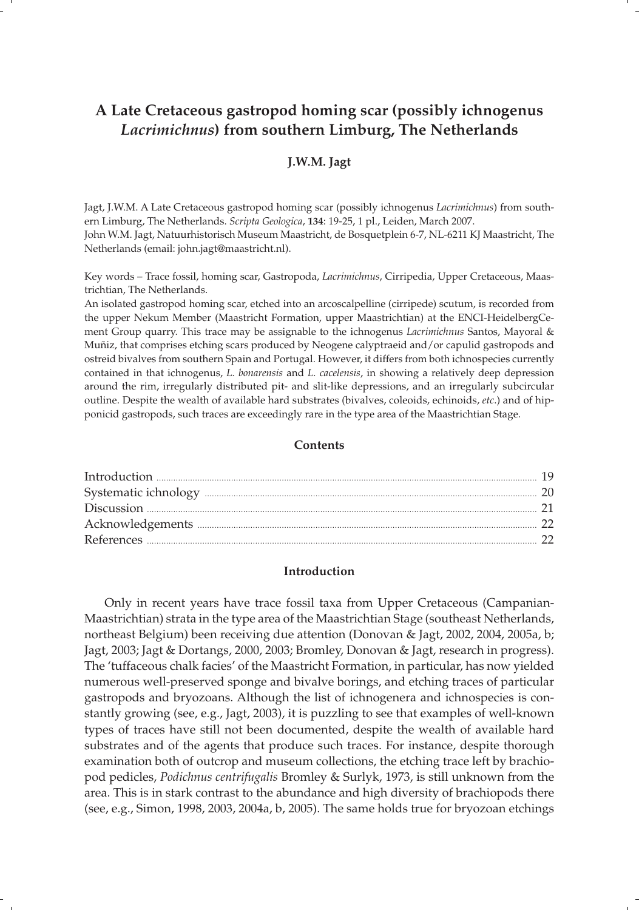# A Late Cretaceous gastropod homing scar (possibly ichnogenus *Lacrimichnus*) from southern Limburg, The Netherlands

**J.W.M. Jagt**

Jagt, J.W.M. A Late Cretaceous gastropod homing scar (possibly ichnogenus *Lacrimichnus*) from southern Limburg, The Netherlands. *Scripta Geologica*, **134**: 19-25, 1 pl., Leiden, March 2007.
John W.M. Jagt, Natuurhistorisch Museum Maastricht, de Bosquetplein 6-7, NL-6211 KJ Maastricht, The Netherlands (email: john.jagt@maastricht.nl).

Key words – Trace fossil, homing scar, Gastropoda, *Lacrimichnus*, Cirripedia, Upper Cretaceous, Maastrichtian, The Netherlands.
An isolated gastropod homing scar, etched into an arcoscalpelline (cirripede) scutum, is recorded from the upper Nekum Member (Maastricht Formation, upper Maastrichtian) at the ENCI-HeidelbergCement Group quarry. This trace may be assignable to the ichnogenus *Lacrimichnus* Santos, Mayoral & Muñiz, that comprises etching scars produced by Neogene calyptraeid and/or capulid gastropods and ostreid bivalves from southern Spain and Portugal. However, it differs from both ichnospecies currently contained in that ichnogenus, *L. bonarensis* and *L. cacelensis*, in showing a relatively deep depression around the rim, irregularly distributed pit- and slit-like depressions, and an irregularly subcircular outline. Despite the wealth of available hard substrates (bivalves, coleoids, echinoids, *etc*.) and of hipponicid gastropods, such traces are exceedingly rare in the type area of the Maastrichtian Stage.

## Contents

| | |
|---|---|
| Introduction | 19 |
| Systematic ichnology | 20 |
| Discussion | 21 |
| Acknowledgements | 22 |
| References | 22 |

## Introduction

Only in recent years have trace fossil taxa from Upper Cretaceous (Campanian-Maastrichtian) strata in the type area of the Maastrichtian Stage (southeast Netherlands, northeast Belgium) been receiving due attention (Donovan & Jagt, 2002, 2004, 2005a, b; Jagt, 2003; Jagt & Dortangs, 2000, 2003; Bromley, Donovan & Jagt, research in progress). The 'tuffaceous chalk facies' of the Maastricht Formation, in particular, has now yielded numerous well-preserved sponge and bivalve borings, and etching traces of particular gastropods and bryozoans. Although the list of ichnogenera and ichnospecies is constantly growing (see, e.g., Jagt, 2003), it is puzzling to see that examples of well-known types of traces have still not been documented, despite the wealth of available hard substrates and of the agents that produce such traces. For instance, despite thorough examination both of outcrop and museum collections, the etching trace left by brachiopod pedicles, *Podichnus centrifugalis* Bromley & Surlyk, 1973, is still unknown from the area. This is in stark contrast to the abundance and high diversity of brachiopods there (see, e.g., Simon, 1998, 2003, 2004a, b, 2005). The same holds true for bryozoan etchings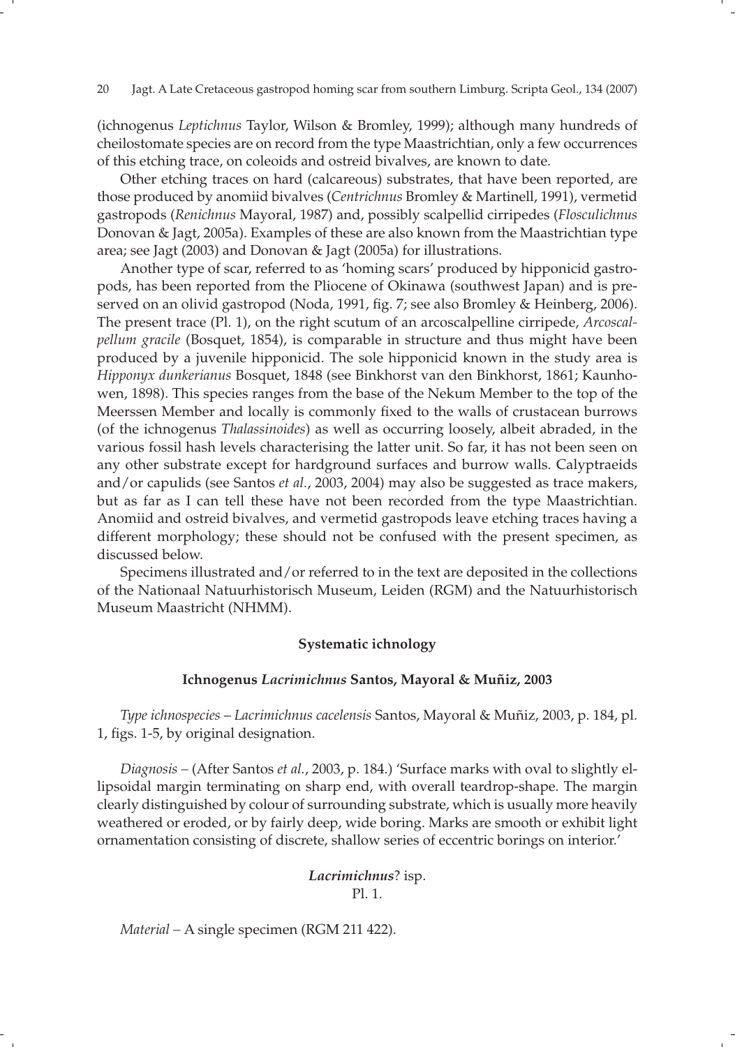(ichnogenus *Leptichnus* Taylor, Wilson & Bromley, 1999); although many hundreds of cheilostomate species are on record from the type Maastrichtian, only a few occurrences of this etching trace, on coleoids and ostreid bivalves, are known to date.

Other etching traces on hard (calcareous) substrates, that have been reported, are those produced by anomiid bivalves (*Centrichnus* Bromley & Martinell, 1991), vermetid gastropods (*Renichnus* Mayoral, 1987) and, possibly scalpellid cirripedes (*Flosculichnus* Donovan & Jagt, 2005a). Examples of these are also known from the Maastrichtian type area; see Jagt (2003) and Donovan & Jagt (2005a) for illustrations.

Another type of scar, referred to as 'homing scars' produced by hipponicid gastropods, has been reported from the Pliocene of Okinawa (southwest Japan) and is preserved on an olivid gastropod (Noda, 1991, fig. 7; see also Bromley & Heinberg, 2006). The present trace (Pl. 1), on the right scutum of an arcoscalpelline cirripede, *Arcoscalpellum gracile* (Bosquet, 1854), is comparable in structure and thus might have been produced by a juvenile hipponicid. The sole hipponicid known in the study area is *Hipponyx dunkerianus* Bosquet, 1848 (see Binkhorst van den Binkhorst, 1861; Kaunhowen, 1898). This species ranges from the base of the Nekum Member to the top of the Meerssen Member and locally is commonly fixed to the walls of crustacean burrows (of the ichnogenus *Thalassinoides*) as well as occurring loosely, albeit abraded, in the various fossil hash levels characterising the latter unit. So far, it has not been seen on any other substrate except for hardground surfaces and burrow walls. Calyptraeids and/or capulids (see Santos *et al.*, 2003, 2004) may also be suggested as trace makers, but as far as I can tell these have not been recorded from the type Maastrichtian. Anomiid and ostreid bivalves, and vermetid gastropods leave etching traces having a different morphology; these should not be confused with the present specimen, as discussed below.

Specimens illustrated and/or referred to in the text are deposited in the collections of the Nationaal Natuurhistorisch Museum, Leiden (RGM) and the Natuurhistorisch Museum Maastricht (NHMM).

## Systematic ichnology

### Ichnogenus *Lacrimichnus* Santos, Mayoral & Muñiz, 2003

*Type ichnospecies* – *Lacrimichnus cacelensis* Santos, Mayoral & Muñiz, 2003, p. 184, pl. 1, figs. 1-5, by original designation.

*Diagnosis* – (After Santos *et al.*, 2003, p. 184.) 'Surface marks with oval to slightly ellipsoidal margin terminating on sharp end, with overall teardrop-shape. The margin clearly distinguished by colour of surrounding substrate, which is usually more heavily weathered or eroded, or by fairly deep, wide boring. Marks are smooth or exhibit light ornamentation consisting of discrete, shallow series of eccentric borings on interior.'

### *Lacrimichnus*? isp.

Pl. 1.

*Material* – A single specimen (RGM 211 422).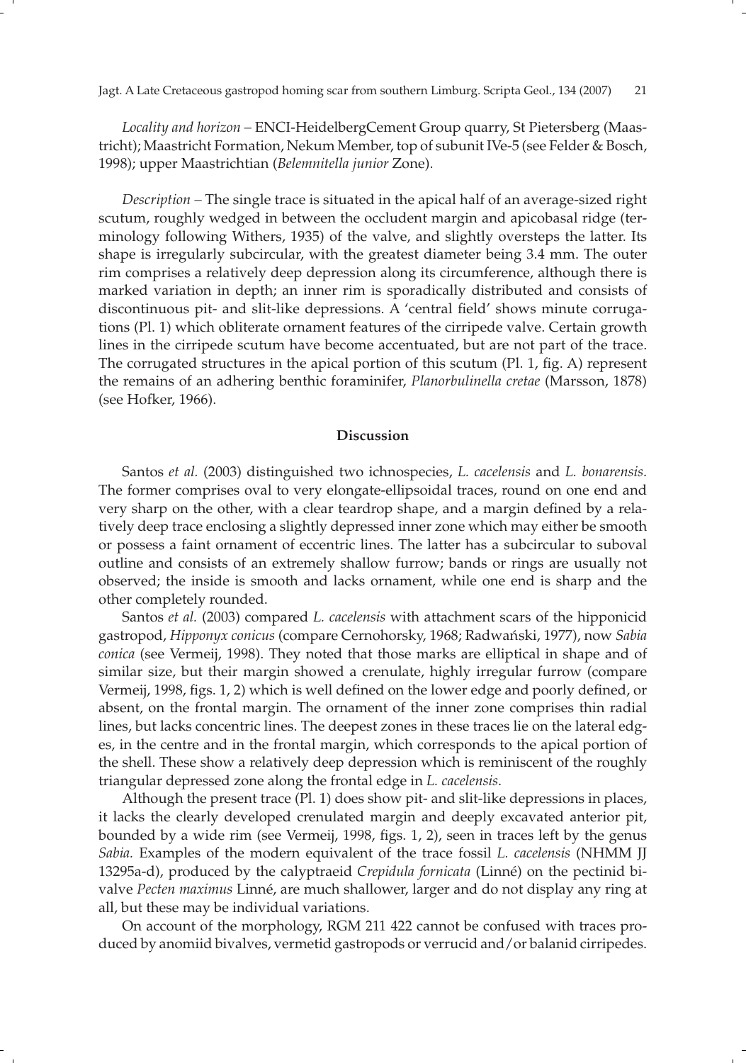*Locality and horizon* – ENCI-HeidelbergCement Group quarry, St Pietersberg (Maastricht); Maastricht Formation, Nekum Member, top of subunit IVe-5 (see Felder & Bosch, 1998); upper Maastrichtian (*Belemnitella junior* Zone).

*Description* – The single trace is situated in the apical half of an average-sized right scutum, roughly wedged in between the occludent margin and apicobasal ridge (terminology following Withers, 1935) of the valve, and slightly oversteps the latter. Its shape is irregularly subcircular, with the greatest diameter being 3.4 mm. The outer rim comprises a relatively deep depression along its circumference, although there is marked variation in depth; an inner rim is sporadically distributed and consists of discontinuous pit- and slit-like depressions. A 'central field' shows minute corrugations (Pl. 1) which obliterate ornament features of the cirripede valve. Certain growth lines in the cirripede scutum have become accentuated, but are not part of the trace. The corrugated structures in the apical portion of this scutum (Pl. 1, fig. A) represent the remains of an adhering benthic foraminifer, *Planorbulinella cretae* (Marsson, 1878) (see Hofker, 1966).

## Discussion

Santos *et al.* (2003) distinguished two ichnospecies, *L. cacelensis* and *L. bonarensis*. The former comprises oval to very elongate-ellipsoidal traces, round on one end and very sharp on the other, with a clear teardrop shape, and a margin defined by a relatively deep trace enclosing a slightly depressed inner zone which may either be smooth or possess a faint ornament of eccentric lines. The latter has a subcircular to suboval outline and consists of an extremely shallow furrow; bands or rings are usually not observed; the inside is smooth and lacks ornament, while one end is sharp and the other completely rounded.

Santos *et al.* (2003) compared *L. cacelensis* with attachment scars of the hipponicid gastropod, *Hipponyx conicus* (compare Cernohorsky, 1968; Radwański, 1977), now *Sabia conica* (see Vermeij, 1998). They noted that those marks are elliptical in shape and of similar size, but their margin showed a crenulate, highly irregular furrow (compare Vermeij, 1998, figs. 1, 2) which is well defined on the lower edge and poorly defined, or absent, on the frontal margin. The ornament of the inner zone comprises thin radial lines, but lacks concentric lines. The deepest zones in these traces lie on the lateral edges, in the centre and in the frontal margin, which corresponds to the apical portion of the shell. These show a relatively deep depression which is reminiscent of the roughly triangular depressed zone along the frontal edge in *L. cacelensis*.

Although the present trace (Pl. 1) does show pit- and slit-like depressions in places, it lacks the clearly developed crenulated margin and deeply excavated anterior pit, bounded by a wide rim (see Vermeij, 1998, figs. 1, 2), seen in traces left by the genus *Sabia.* Examples of the modern equivalent of the trace fossil *L. cacelensis* (NHMM JJ 13295a-d), produced by the calyptraeid *Crepidula fornicata* (Linné) on the pectinid bivalve *Pecten maximus* Linné, are much shallower, larger and do not display any ring at all, but these may be individual variations.

On account of the morphology, RGM 211 422 cannot be confused with traces produced by anomiid bivalves, vermetid gastropods or verrucid and/or balanid cirripedes.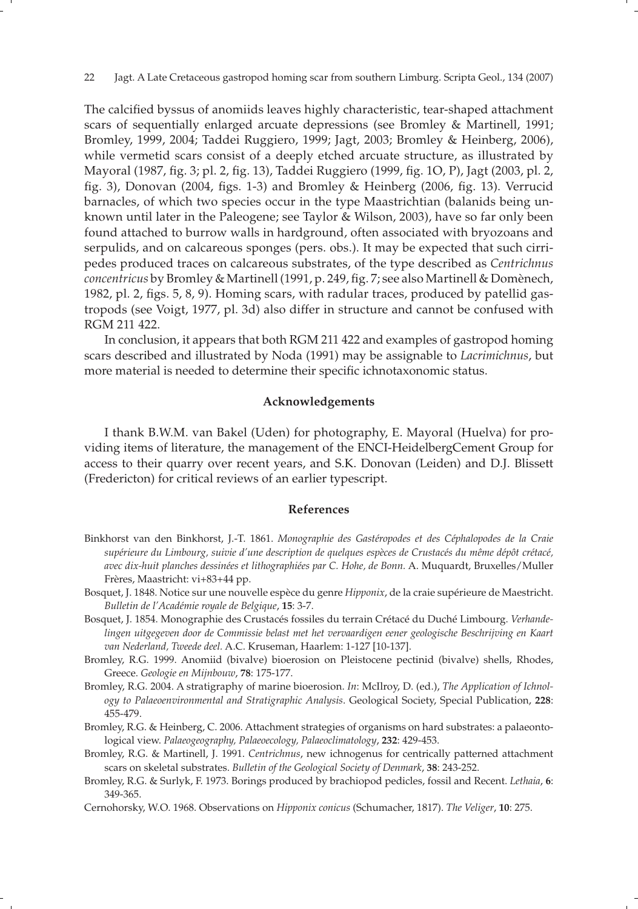The calcified byssus of anomiids leaves highly characteristic, tear-shaped attachment scars of sequentially enlarged arcuate depressions (see Bromley & Martinell, 1991; Bromley, 1999, 2004; Taddei Ruggiero, 1999; Jagt, 2003; Bromley & Heinberg, 2006), while vermetid scars consist of a deeply etched arcuate structure, as illustrated by Mayoral (1987, fig. 3; pl. 2, fig. 13), Taddei Ruggiero (1999, fig. 1O, P), Jagt (2003, pl. 2, fig. 3), Donovan (2004, figs. 1-3) and Bromley & Heinberg (2006, fig. 13). Verrucid barnacles, of which two species occur in the type Maastrichtian (balanids being unknown until later in the Paleogene; see Taylor & Wilson, 2003), have so far only been found attached to burrow walls in hardground, often associated with bryozoans and serpulids, and on calcareous sponges (pers. obs.). It may be expected that such cirripedes produced traces on calcareous substrates, of the type described as *Centrichnus concentricus* by Bromley & Martinell (1991, p. 249, fig. 7; see also Martinell & Domènech, 1982, pl. 2, figs. 5, 8, 9). Homing scars, with radular traces, produced by patellid gastropods (see Voigt, 1977, pl. 3d) also differ in structure and cannot be confused with RGM 211 422.

In conclusion, it appears that both RGM 211 422 and examples of gastropod homing scars described and illustrated by Noda (1991) may be assignable to *Lacrimichnus*, but more material is needed to determine their specific ichnotaxonomic status.

## Acknowledgements

I thank B.W.M. van Bakel (Uden) for photography, E. Mayoral (Huelva) for providing items of literature, the management of the ENCI-HeidelbergCement Group for access to their quarry over recent years, and S.K. Donovan (Leiden) and D.J. Blissett (Fredericton) for critical reviews of an earlier typescript.

## References

Binkhorst van den Binkhorst, J.-T. 1861. *Monographie des Gastéropodes et des Céphalopodes de la Craie supérieure du Limbourg, suivie d'une description de quelques espèces de Crustacés du même dépôt crétacé, avec dix-huit planches dessinées et lithographiées par C. Hohe, de Bonn.* A. Muquardt, Bruxelles/Muller Frères, Maastricht: vi+83+44 pp.

Bosquet, J. 1848. Notice sur une nouvelle espèce du genre *Hipponix*, de la craie supérieure de Maestricht. *Bulletin de l'Académie royale de Belgique*, **15**: 3-7.

Bosquet, J. 1854. Monographie des Crustacés fossiles du terrain Crétacé du Duché Limbourg. *Verhandelingen uitgegeven door de Commissie belast met het vervaardigen eener geologische Beschrijving en Kaart van Nederland, Tweede deel.* A.C. Kruseman, Haarlem: 1-127 [10-137].

Bromley, R.G. 1999. Anomiid (bivalve) bioerosion on Pleistocene pectinid (bivalve) shells, Rhodes, Greece. *Geologie en Mijnbouw*, **78**: 175-177.

Bromley, R.G. 2004. A stratigraphy of marine bioerosion. *In*: McIlroy, D. (ed.), *The Application of Ichnology to Palaeoenvironmental and Stratigraphic Analysis*. Geological Society, Special Publication, **228**: 455-479.

Bromley, R.G. & Heinberg, C. 2006. Attachment strategies of organisms on hard substrates: a palaeontological view. *Palaeogeography, Palaeoecology, Palaeoclimatology*, **232**: 429-453.

Bromley, R.G. & Martinell, J. 1991. *Centrichnus*, new ichnogenus for centrically patterned attachment scars on skeletal substrates. *Bulletin of the Geological Society of Denmark*, **38**: 243-252.

Bromley, R.G. & Surlyk, F. 1973. Borings produced by brachiopod pedicles, fossil and Recent. *Lethaia*, **6**: 349-365.

Cernohorsky, W.O. 1968. Observations on *Hipponix conicus* (Schumacher, 1817). *The Veliger*, **10**: 275.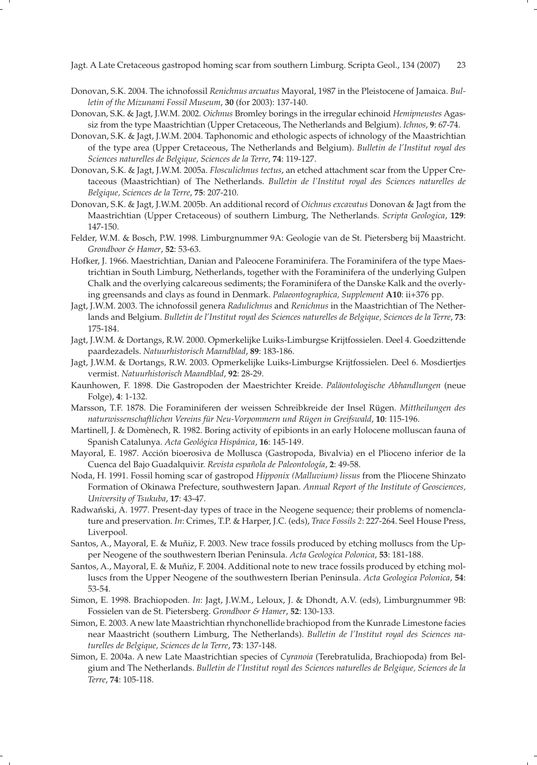Donovan, S.K. 2004. The ichnofossil *Renichnus arcuatus* Mayoral, 1987 in the Pleistocene of Jamaica. *Bulletin of the Mizunami Fossil Museum*, **30** (for 2003): 137-140.

Donovan, S.K. & Jagt, J.W.M. 2002. *Oichnus* Bromley borings in the irregular echinoid *Hemipneustes* Agassiz from the type Maastrichtian (Upper Cretaceous, The Netherlands and Belgium). *Ichnos*, **9**: 67-74.

Donovan, S.K. & Jagt, J.W.M. 2004. Taphonomic and ethologic aspects of ichnology of the Maastrichtian of the type area (Upper Cretaceous, The Netherlands and Belgium). *Bulletin de l'Institut royal des Sciences naturelles de Belgique, Sciences de la Terre*, **74**: 119-127.

Donovan, S.K. & Jagt, J.W.M. 2005a. *Flosculichnus tectus*, an etched attachment scar from the Upper Cretaceous (Maastrichtian) of The Netherlands. *Bulletin de l'Institut royal des Sciences naturelles de Belgique, Sciences de la Terre*, **75**: 207-210.

Donovan, S.K. & Jagt, J.W.M. 2005b. An additional record of *Oichnus excavatus* Donovan & Jagt from the Maastrichtian (Upper Cretaceous) of southern Limburg, The Netherlands. *Scripta Geologica*, **129**: 147-150.

Felder, W.M. & Bosch, P.W. 1998. Limburgnummer 9A: Geologie van de St. Pietersberg bij Maastricht. *Grondboor & Hamer*, **52**: 53-63.

Hofker, J. 1966. Maestrichtian, Danian and Paleocene Foraminifera. The Foraminifera of the type Maestrichtian in South Limburg, Netherlands, together with the Foraminifera of the underlying Gulpen Chalk and the overlying calcareous sediments; the Foraminifera of the Danske Kalk and the overlying greensands and clays as found in Denmark. *Palaeontographica, Supplement* **A10**: ii+376 pp.

Jagt, J.W.M. 2003. The ichnofossil genera *Radulichnus* and *Renichnus* in the Maastrichtian of The Netherlands and Belgium. *Bulletin de l'Institut royal des Sciences naturelles de Belgique, Sciences de la Terre*, **73**: 175-184.

Jagt, J.W.M. & Dortangs, R.W. 2000. Opmerkelijke Luiks-Limburgse Krijtfossielen. Deel 4. Goedzittende paardezadels. *Natuurhistorisch Maandblad*, **89**: 183-186.

Jagt, J.W.M. & Dortangs, R.W. 2003. Opmerkelijke Luiks-Limburgse Krijtfossielen. Deel 6. Mosdiertjes vermist. *Natuurhistorisch Maandblad*, **92**: 28-29.

Kaunhowen, F. 1898. Die Gastropoden der Maestrichter Kreide. *Paläontologische Abhandlungen* (neue Folge), **4**: 1-132.

Marsson, T.F. 1878. Die Foraminiferen der weissen Schreibkreide der Insel Rügen. *Mittheilungen des naturwissenschaftlichen Vereins für Neu-Vorpommern und Rügen in Greifswald*, **10**: 115-196.

Martinell, J. & Domènech, R. 1982. Boring activity of epibionts in an early Holocene molluscan fauna of Spanish Catalunya. *Acta Geológica Hispánica*, **16**: 145-149.

Mayoral, E. 1987. Acción bioerosiva de Mollusca (Gastropoda, Bivalvia) en el Plioceno inferior de la Cuenca del Bajo Guadalquivir. *Revista española de Paleontología*, **2**: 49-58.

Noda, H. 1991. Fossil homing scar of gastropod *Hipponix (Malluvium) lissus* from the Pliocene Shinzato Formation of Okinawa Prefecture, southwestern Japan. *Annual Report of the Institute of Geosciences, University of Tsukuba*, **17**: 43-47.

Radwański, A. 1977. Present-day types of trace in the Neogene sequence; their problems of nomenclature and preservation. *In*: Crimes, T.P. & Harper, J.C. (eds), *Trace Fossils 2*: 227-264. Seel House Press, Liverpool.

Santos, A., Mayoral, E. & Muñiz, F. 2003. New trace fossils produced by etching molluscs from the Upper Neogene of the southwestern Iberian Peninsula. *Acta Geologica Polonica*, **53**: 181-188.

Santos, A., Mayoral, E. & Muñiz, F. 2004. Additional note to new trace fossils produced by etching molluscs from the Upper Neogene of the southwestern Iberian Peninsula. *Acta Geologica Polonica*, **54**: 53-54.

Simon, E. 1998. Brachiopoden. *In*: Jagt, J.W.M., Leloux, J. & Dhondt, A.V. (eds), Limburgnummer 9B: Fossielen van de St. Pietersberg. *Grondboor & Hamer*, **52**: 130-133.

Simon, E. 2003. A new late Maastrichtian rhynchonellide brachiopod from the Kunrade Limestone facies near Maastricht (southern Limburg, The Netherlands). *Bulletin de l'Institut royal des Sciences naturelles de Belgique, Sciences de la Terre*, **73**: 137-148.

Simon, E. 2004a. A new Late Maastrichtian species of *Cyranoia* (Terebratulida, Brachiopoda) from Belgium and The Netherlands. *Bulletin de l'Institut royal des Sciences naturelles de Belgique, Sciences de la Terre*, **74**: 105-118.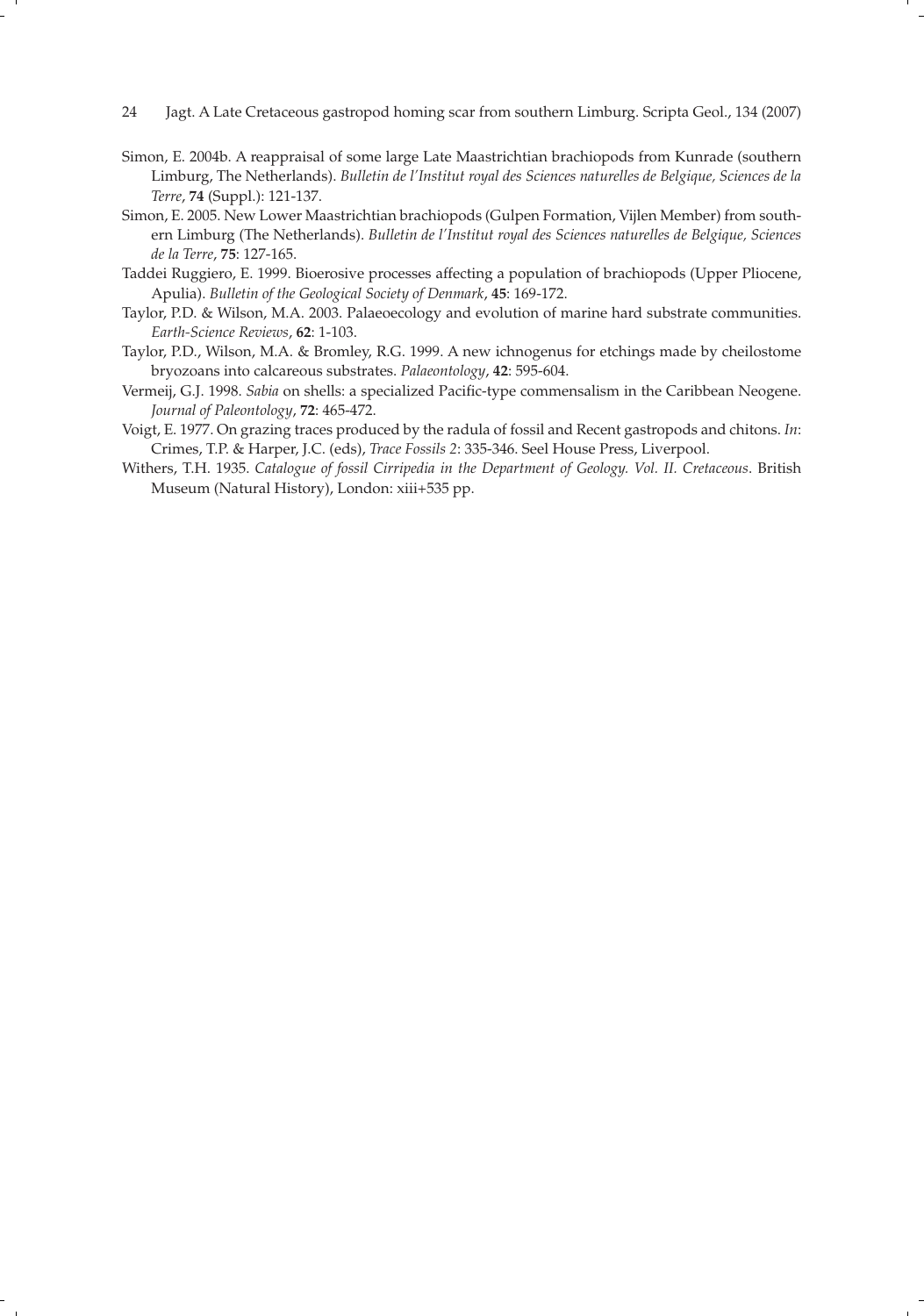Simon, E. 2004b. A reappraisal of some large Late Maastrichtian brachiopods from Kunrade (southern Limburg, The Netherlands). *Bulletin de l'Institut royal des Sciences naturelles de Belgique, Sciences de la Terre*, **74** (Suppl.): 121-137.

Simon, E. 2005. New Lower Maastrichtian brachiopods (Gulpen Formation, Vijlen Member) from southern Limburg (The Netherlands). *Bulletin de l'Institut royal des Sciences naturelles de Belgique, Sciences de la Terre*, **75**: 127-165.

Taddei Ruggiero, E. 1999. Bioerosive processes affecting a population of brachiopods (Upper Pliocene, Apulia). *Bulletin of the Geological Society of Denmark*, **45**: 169-172.

Taylor, P.D. & Wilson, M.A. 2003. Palaeoecology and evolution of marine hard substrate communities. *Earth-Science Reviews*, **62**: 1-103.

Taylor, P.D., Wilson, M.A. & Bromley, R.G. 1999. A new ichnogenus for etchings made by cheilostome bryozoans into calcareous substrates. *Palaeontology*, **42**: 595-604.

Vermeij, G.J. 1998. *Sabia* on shells: a specialized Pacific-type commensalism in the Caribbean Neogene. *Journal of Paleontology*, **72**: 465-472.

Voigt, E. 1977. On grazing traces produced by the radula of fossil and Recent gastropods and chitons. *In*: Crimes, T.P. & Harper, J.C. (eds), *Trace Fossils 2*: 335-346. Seel House Press, Liverpool.

Withers, T.H. 1935. *Catalogue of fossil Cirripedia in the Department of Geology. Vol. II. Cretaceous*. British Museum (Natural History), London: xiii+535 pp.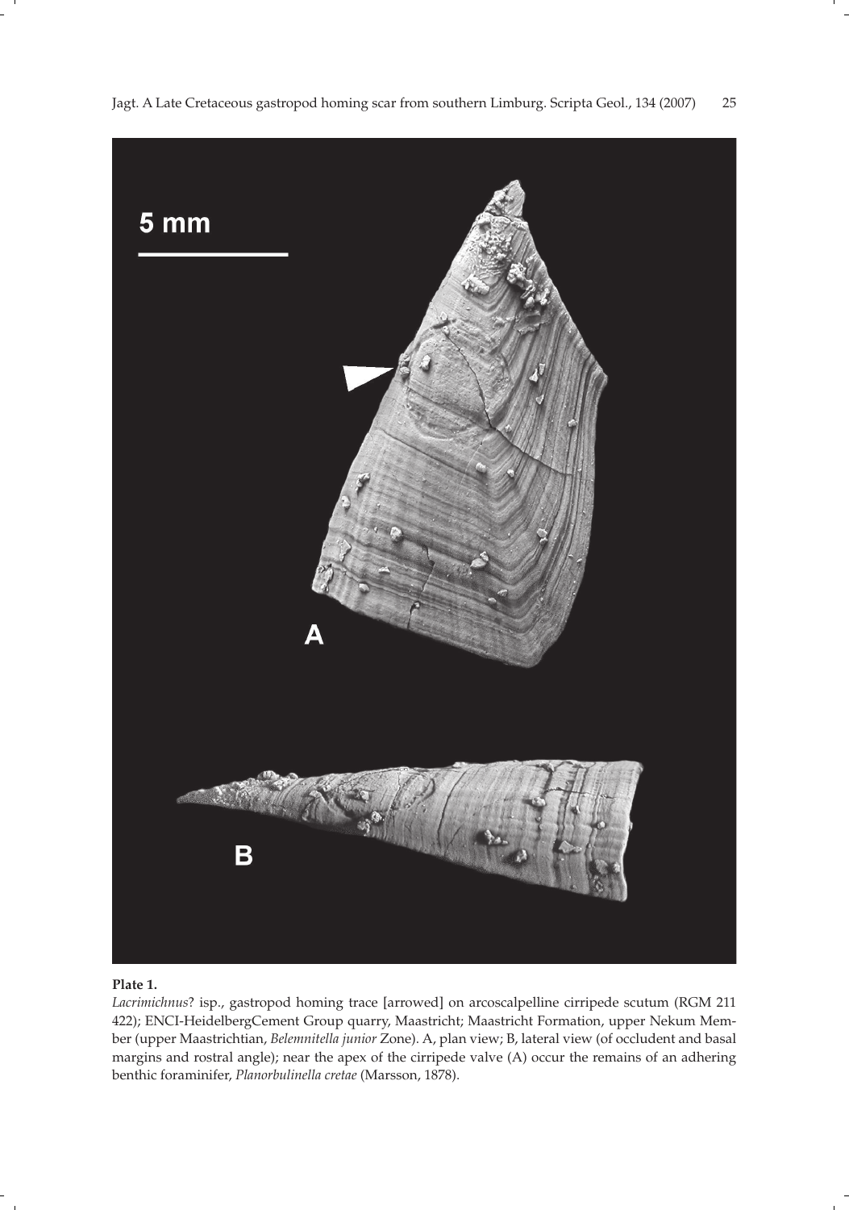**Plate 1.**

*Lacrimichnus*? isp., gastropod homing trace [arrowed] on arcoscalpelline cirripede scutum (RGM 211 422); ENCI-HeidelbergCement Group quarry, Maastricht; Maastricht Formation, upper Nekum Member (upper Maastrichtian, *Belemnitella junior* Zone). A, plan view; B, lateral view (of occludent and basal margins and rostral angle); near the apex of the cirripede valve (A) occur the remains of an adhering benthic foraminifer, *Planorbulinella cretae* (Marsson, 1878).